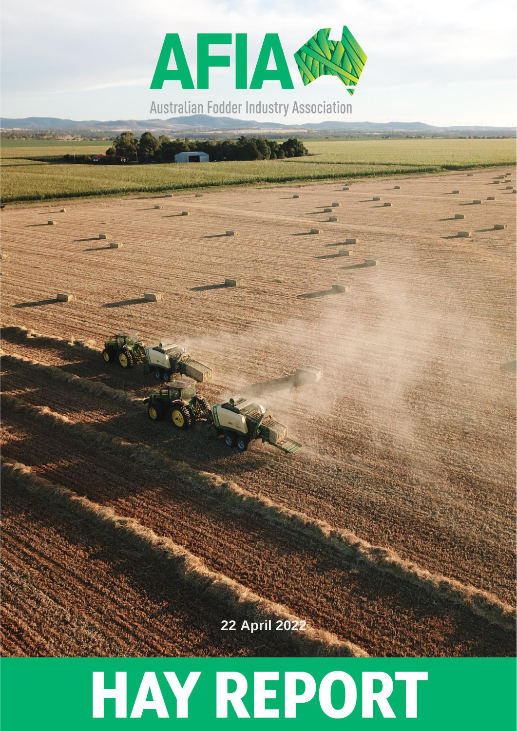# AFIA

Australian Fodder Industry Association

22 April 2022

# HAY REPORT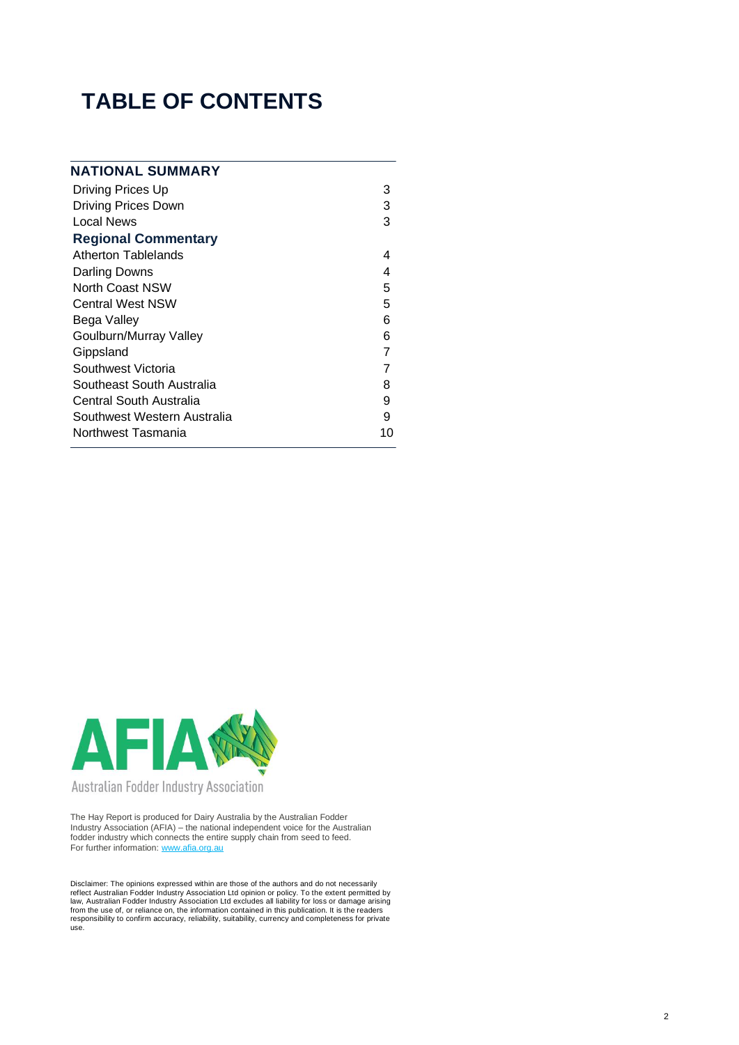# TABLE OF CONTENTS

| NATIONAL SUMMARY | |
|---|---|
| Driving Prices Up | 3 |
| Driving Prices Down | 3 |
| Local News | 3 |
| **Regional Commentary** | |
| Atherton Tablelands | 4 |
| Darling Downs | 4 |
| North Coast NSW | 5 |
| Central West NSW | 5 |
| Bega Valley | 6 |
| Goulburn/Murray Valley | 6 |
| Gippsland | 7 |
| Southwest Victoria | 7 |
| Southeast South Australia | 8 |
| Central South Australia | 9 |
| Southwest Western Australia | 9 |
| Northwest Tasmania | 10 |

AFIA

Australian Fodder Industry Association

The Hay Report is produced for Dairy Australia by the Australian Fodder Industry Association (AFIA) – the national independent voice for the Australian fodder industry which connects the entire supply chain from seed to feed. For further information: www.afia.org.au

Disclaimer: The opinions expressed within are those of the authors and do not necessarily reflect Australian Fodder Industry Association Ltd opinion or policy. To the extent permitted by law, Australian Fodder Industry Association Ltd excludes all liability for loss or damage arising from the use of, or reliance on, the information contained in this publication. It is the readers responsibility to confirm accuracy, reliability, suitability, currency and completeness for private use.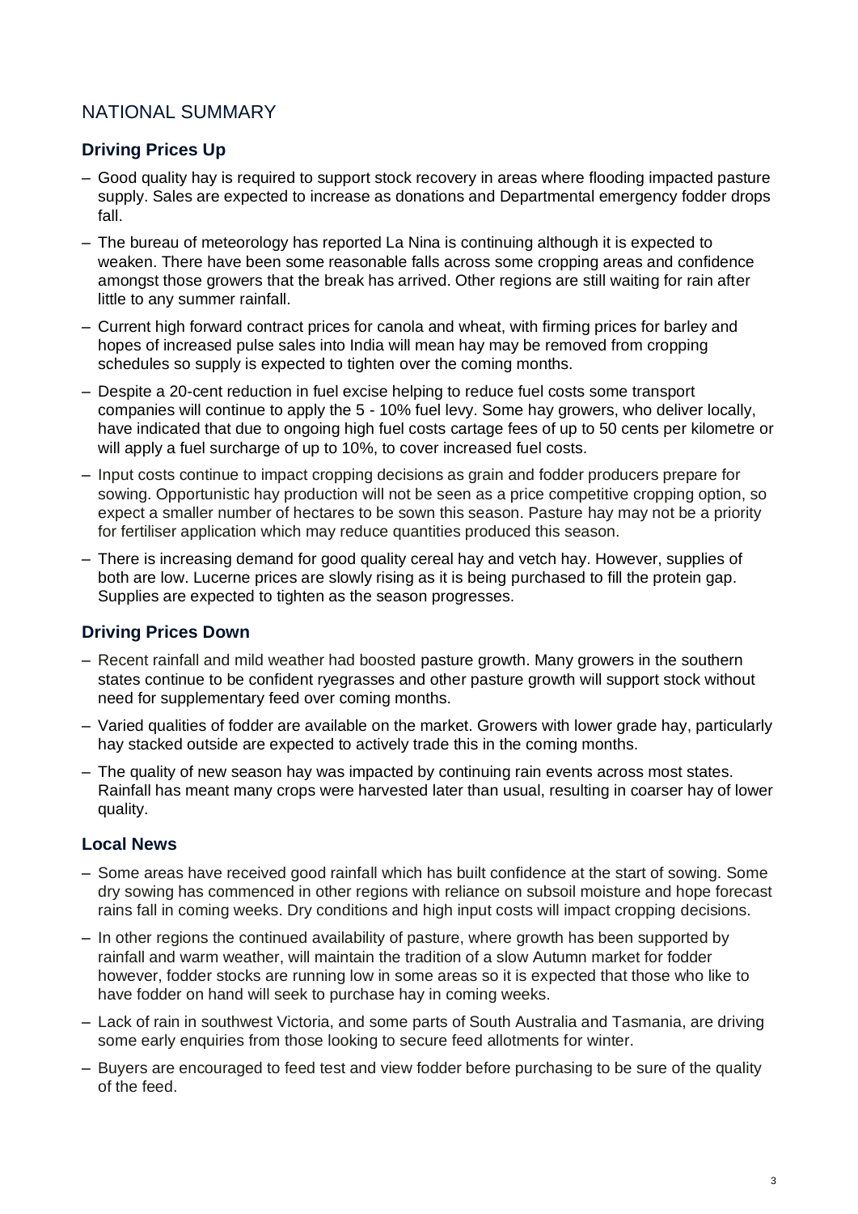## NATIONAL SUMMARY

### Driving Prices Up

- Good quality hay is required to support stock recovery in areas where flooding impacted pasture supply. Sales are expected to increase as donations and Departmental emergency fodder drops fall.
- The bureau of meteorology has reported La Nina is continuing although it is expected to weaken. There have been some reasonable falls across some cropping areas and confidence amongst those growers that the break has arrived. Other regions are still waiting for rain after little to any summer rainfall.
- Current high forward contract prices for canola and wheat, with firming prices for barley and hopes of increased pulse sales into India will mean hay may be removed from cropping schedules so supply is expected to tighten over the coming months.
- Despite a 20-cent reduction in fuel excise helping to reduce fuel costs some transport companies will continue to apply the 5 - 10% fuel levy. Some hay growers, who deliver locally, have indicated that due to ongoing high fuel costs cartage fees of up to 50 cents per kilometre or will apply a fuel surcharge of up to 10%, to cover increased fuel costs.
- Input costs continue to impact cropping decisions as grain and fodder producers prepare for sowing. Opportunistic hay production will not be seen as a price competitive cropping option, so expect a smaller number of hectares to be sown this season. Pasture hay may not be a priority for fertiliser application which may reduce quantities produced this season.
- There is increasing demand for good quality cereal hay and vetch hay. However, supplies of both are low. Lucerne prices are slowly rising as it is being purchased to fill the protein gap. Supplies are expected to tighten as the season progresses.

### Driving Prices Down

- Recent rainfall and mild weather had boosted pasture growth. Many growers in the southern states continue to be confident ryegrasses and other pasture growth will support stock without need for supplementary feed over coming months.
- Varied qualities of fodder are available on the market. Growers with lower grade hay, particularly hay stacked outside are expected to actively trade this in the coming months.
- The quality of new season hay was impacted by continuing rain events across most states. Rainfall has meant many crops were harvested later than usual, resulting in coarser hay of lower quality.

### Local News

- Some areas have received good rainfall which has built confidence at the start of sowing. Some dry sowing has commenced in other regions with reliance on subsoil moisture and hope forecast rains fall in coming weeks. Dry conditions and high input costs will impact cropping decisions.
- In other regions the continued availability of pasture, where growth has been supported by rainfall and warm weather, will maintain the tradition of a slow Autumn market for fodder however, fodder stocks are running low in some areas so it is expected that those who like to have fodder on hand will seek to purchase hay in coming weeks.
- Lack of rain in southwest Victoria, and some parts of South Australia and Tasmania, are driving some early enquiries from those looking to secure feed allotments for winter.
- Buyers are encouraged to feed test and view fodder before purchasing to be sure of the quality of the feed.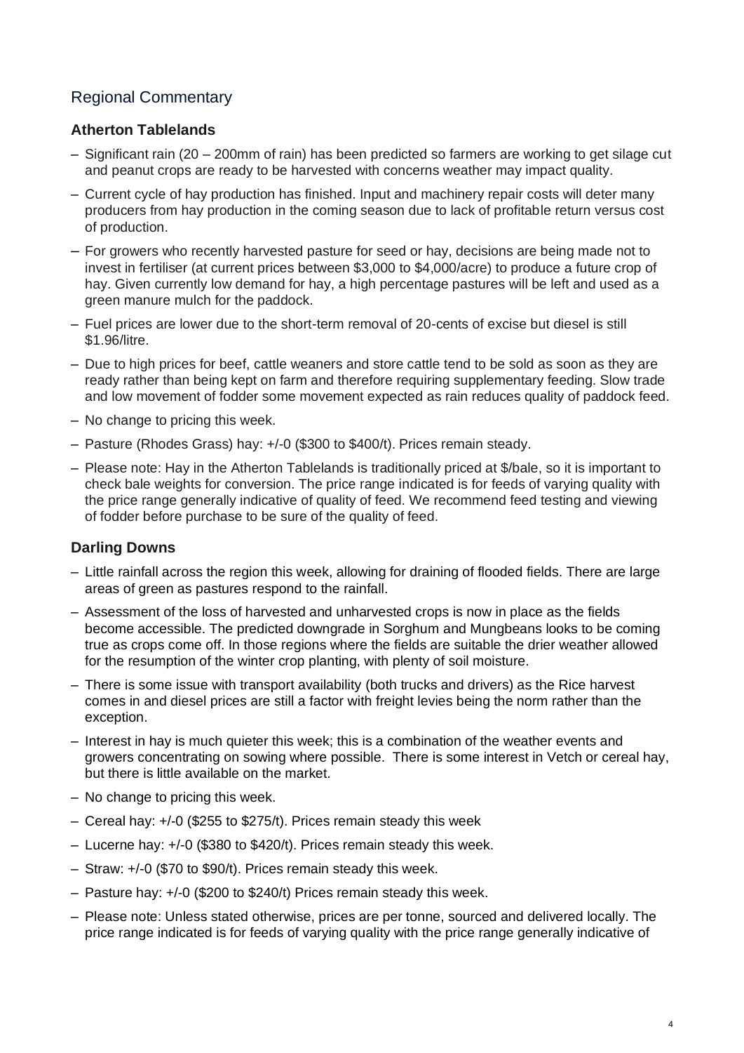## Regional Commentary

### Atherton Tablelands

- Significant rain (20 – 200mm of rain) has been predicted so farmers are working to get silage cut and peanut crops are ready to be harvested with concerns weather may impact quality.
- Current cycle of hay production has finished. Input and machinery repair costs will deter many producers from hay production in the coming season due to lack of profitable return versus cost of production.
- For growers who recently harvested pasture for seed or hay, decisions are being made not to invest in fertiliser (at current prices between $3,000 to $4,000/acre) to produce a future crop of hay. Given currently low demand for hay, a high percentage pastures will be left and used as a green manure mulch for the paddock.
- Fuel prices are lower due to the short-term removal of 20-cents of excise but diesel is still $1.96/litre.
- Due to high prices for beef, cattle weaners and store cattle tend to be sold as soon as they are ready rather than being kept on farm and therefore requiring supplementary feeding. Slow trade and low movement of fodder some movement expected as rain reduces quality of paddock feed.
- No change to pricing this week.
- Pasture (Rhodes Grass) hay: +/-0 ($300 to $400/t). Prices remain steady.
- Please note: Hay in the Atherton Tablelands is traditionally priced at $/bale, so it is important to check bale weights for conversion. The price range indicated is for feeds of varying quality with the price range generally indicative of quality of feed. We recommend feed testing and viewing of fodder before purchase to be sure of the quality of feed.

### Darling Downs

- Little rainfall across the region this week, allowing for draining of flooded fields. There are large areas of green as pastures respond to the rainfall.
- Assessment of the loss of harvested and unharvested crops is now in place as the fields become accessible. The predicted downgrade in Sorghum and Mungbeans looks to be coming true as crops come off. In those regions where the fields are suitable the drier weather allowed for the resumption of the winter crop planting, with plenty of soil moisture.
- There is some issue with transport availability (both trucks and drivers) as the Rice harvest comes in and diesel prices are still a factor with freight levies being the norm rather than the exception.
- Interest in hay is much quieter this week; this is a combination of the weather events and growers concentrating on sowing where possible. There is some interest in Vetch or cereal hay, but there is little available on the market.
- No change to pricing this week.
- Cereal hay: +/-0 ($255 to $275/t). Prices remain steady this week
- Lucerne hay: +/-0 ($380 to $420/t). Prices remain steady this week.
- Straw: +/-0 ($70 to $90/t). Prices remain steady this week.
- Pasture hay: +/-0 ($200 to $240/t) Prices remain steady this week.
- Please note: Unless stated otherwise, prices are per tonne, sourced and delivered locally. The price range indicated is for feeds of varying quality with the price range generally indicative of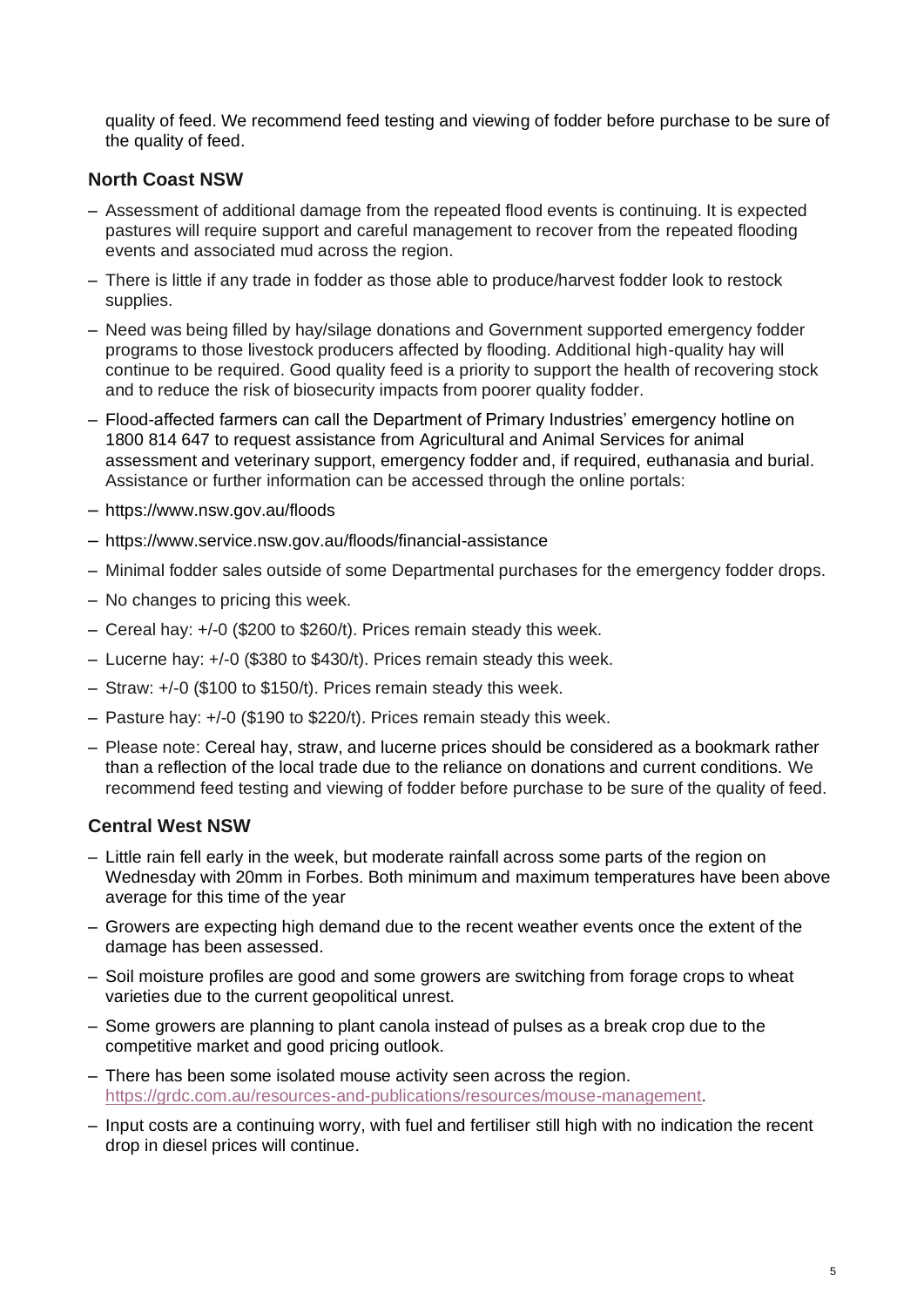quality of feed. We recommend feed testing and viewing of fodder before purchase to be sure of the quality of feed.

## North Coast NSW

- Assessment of additional damage from the repeated flood events is continuing. It is expected pastures will require support and careful management to recover from the repeated flooding events and associated mud across the region.
- There is little if any trade in fodder as those able to produce/harvest fodder look to restock supplies.
- Need was being filled by hay/silage donations and Government supported emergency fodder programs to those livestock producers affected by flooding. Additional high-quality hay will continue to be required. Good quality feed is a priority to support the health of recovering stock and to reduce the risk of biosecurity impacts from poorer quality fodder.
- Flood-affected farmers can call the Department of Primary Industries' emergency hotline on 1800 814 647 to request assistance from Agricultural and Animal Services for animal assessment and veterinary support, emergency fodder and, if required, euthanasia and burial. Assistance or further information can be accessed through the online portals:
- https://www.nsw.gov.au/floods
- https://www.service.nsw.gov.au/floods/financial-assistance
- Minimal fodder sales outside of some Departmental purchases for the emergency fodder drops.
- No changes to pricing this week.
- Cereal hay: +/-0 ($200 to $260/t). Prices remain steady this week.
- Lucerne hay: +/-0 ($380 to $430/t). Prices remain steady this week.
- Straw: +/-0 ($100 to $150/t). Prices remain steady this week.
- Pasture hay: +/-0 ($190 to $220/t). Prices remain steady this week.
- Please note: Cereal hay, straw, and lucerne prices should be considered as a bookmark rather than a reflection of the local trade due to the reliance on donations and current conditions. We recommend feed testing and viewing of fodder before purchase to be sure of the quality of feed.

## Central West NSW

- Little rain fell early in the week, but moderate rainfall across some parts of the region on Wednesday with 20mm in Forbes. Both minimum and maximum temperatures have been above average for this time of the year
- Growers are expecting high demand due to the recent weather events once the extent of the damage has been assessed.
- Soil moisture profiles are good and some growers are switching from forage crops to wheat varieties due to the current geopolitical unrest.
- Some growers are planning to plant canola instead of pulses as a break crop due to the competitive market and good pricing outlook.
- There has been some isolated mouse activity seen across the region. https://grdc.com.au/resources-and-publications/resources/mouse-management.
- Input costs are a continuing worry, with fuel and fertiliser still high with no indication the recent drop in diesel prices will continue.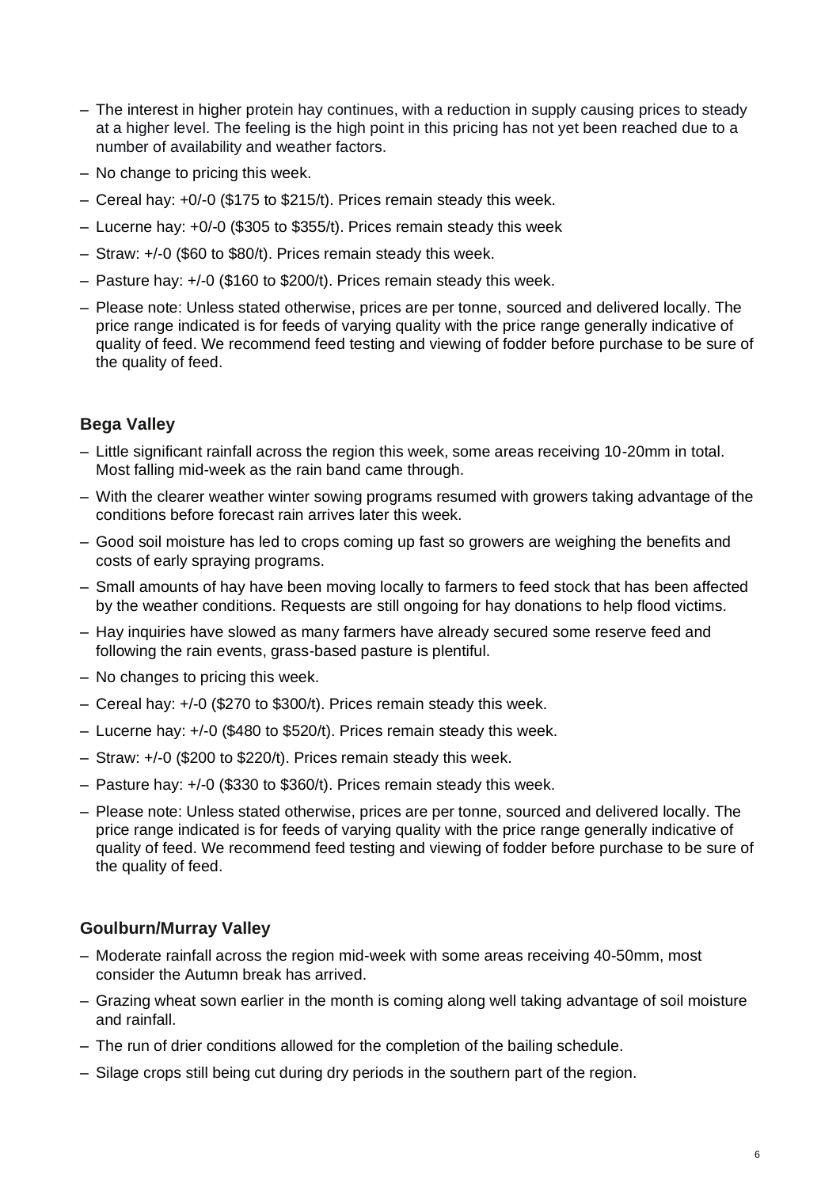- The interest in higher protein hay continues, with a reduction in supply causing prices to steady at a higher level. The feeling is the high point in this pricing has not yet been reached due to a number of availability and weather factors.
- No change to pricing this week.
- Cereal hay: +0/-0 ($175 to $215/t). Prices remain steady this week.
- Lucerne hay: +0/-0 ($305 to $355/t). Prices remain steady this week
- Straw: +/-0 ($60 to $80/t). Prices remain steady this week.
- Pasture hay: +/-0 ($160 to $200/t). Prices remain steady this week.
- Please note: Unless stated otherwise, prices are per tonne, sourced and delivered locally. The price range indicated is for feeds of varying quality with the price range generally indicative of quality of feed. We recommend feed testing and viewing of fodder before purchase to be sure of the quality of feed.

### Bega Valley

- Little significant rainfall across the region this week, some areas receiving 10-20mm in total. Most falling mid-week as the rain band came through.
- With the clearer weather winter sowing programs resumed with growers taking advantage of the conditions before forecast rain arrives later this week.
- Good soil moisture has led to crops coming up fast so growers are weighing the benefits and costs of early spraying programs.
- Small amounts of hay have been moving locally to farmers to feed stock that has been affected by the weather conditions. Requests are still ongoing for hay donations to help flood victims.
- Hay inquiries have slowed as many farmers have already secured some reserve feed and following the rain events, grass-based pasture is plentiful.
- No changes to pricing this week.
- Cereal hay: +/-0 ($270 to $300/t). Prices remain steady this week.
- Lucerne hay: +/-0 ($480 to $520/t). Prices remain steady this week.
- Straw: +/-0 ($200 to $220/t). Prices remain steady this week.
- Pasture hay: +/-0 ($330 to $360/t). Prices remain steady this week.
- Please note: Unless stated otherwise, prices are per tonne, sourced and delivered locally. The price range indicated is for feeds of varying quality with the price range generally indicative of quality of feed. We recommend feed testing and viewing of fodder before purchase to be sure of the quality of feed.

### Goulburn/Murray Valley

- Moderate rainfall across the region mid-week with some areas receiving 40-50mm, most consider the Autumn break has arrived.
- Grazing wheat sown earlier in the month is coming along well taking advantage of soil moisture and rainfall.
- The run of drier conditions allowed for the completion of the bailing schedule.
- Silage crops still being cut during dry periods in the southern part of the region.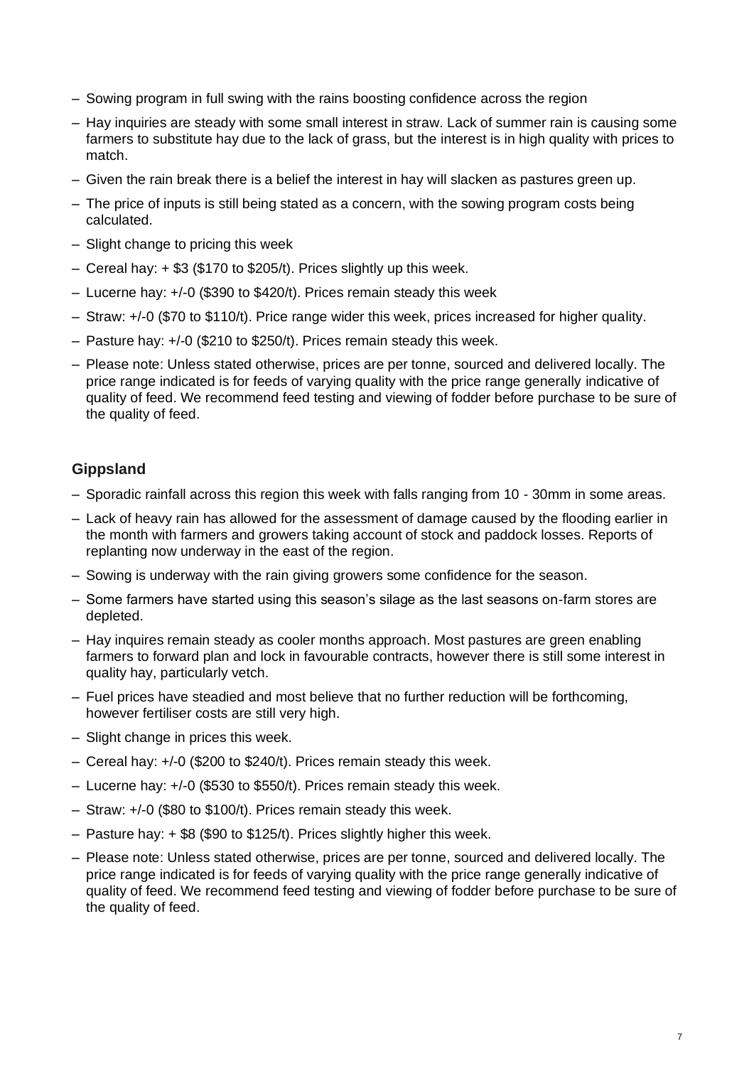- Sowing program in full swing with the rains boosting confidence across the region
- Hay inquiries are steady with some small interest in straw. Lack of summer rain is causing some farmers to substitute hay due to the lack of grass, but the interest is in high quality with prices to match.
- Given the rain break there is a belief the interest in hay will slacken as pastures green up.
- The price of inputs is still being stated as a concern, with the sowing program costs being calculated.
- Slight change to pricing this week
- Cereal hay: + $3 ($170 to $205/t). Prices slightly up this week.
- Lucerne hay: +/-0 ($390 to $420/t). Prices remain steady this week
- Straw: +/-0 ($70 to $110/t). Price range wider this week, prices increased for higher quality.
- Pasture hay: +/-0 ($210 to $250/t). Prices remain steady this week.
- Please note: Unless stated otherwise, prices are per tonne, sourced and delivered locally. The price range indicated is for feeds of varying quality with the price range generally indicative of quality of feed. We recommend feed testing and viewing of fodder before purchase to be sure of the quality of feed.

## Gippsland

- Sporadic rainfall across this region this week with falls ranging from 10 - 30mm in some areas.
- Lack of heavy rain has allowed for the assessment of damage caused by the flooding earlier in the month with farmers and growers taking account of stock and paddock losses. Reports of replanting now underway in the east of the region.
- Sowing is underway with the rain giving growers some confidence for the season.
- Some farmers have started using this season's silage as the last seasons on-farm stores are depleted.
- Hay inquires remain steady as cooler months approach. Most pastures are green enabling farmers to forward plan and lock in favourable contracts, however there is still some interest in quality hay, particularly vetch.
- Fuel prices have steadied and most believe that no further reduction will be forthcoming, however fertiliser costs are still very high.
- Slight change in prices this week.
- Cereal hay: +/-0 ($200 to $240/t). Prices remain steady this week.
- Lucerne hay: +/-0 ($530 to $550/t). Prices remain steady this week.
- Straw: +/-0 ($80 to $100/t). Prices remain steady this week.
- Pasture hay: + $8 ($90 to $125/t). Prices slightly higher this week.
- Please note: Unless stated otherwise, prices are per tonne, sourced and delivered locally. The price range indicated is for feeds of varying quality with the price range generally indicative of quality of feed. We recommend feed testing and viewing of fodder before purchase to be sure of the quality of feed.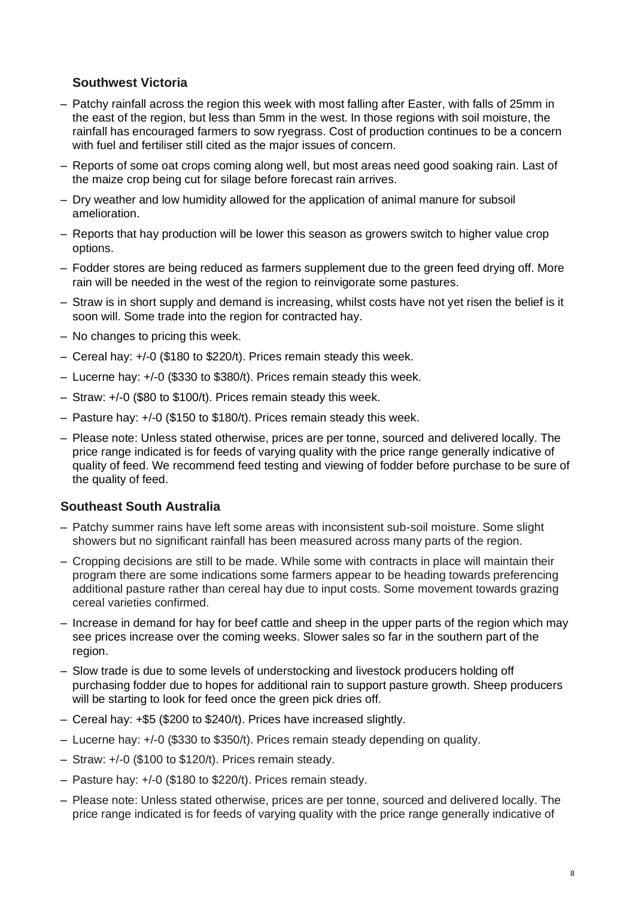### Southwest Victoria

- Patchy rainfall across the region this week with most falling after Easter, with falls of 25mm in the east of the region, but less than 5mm in the west. In those regions with soil moisture, the rainfall has encouraged farmers to sow ryegrass. Cost of production continues to be a concern with fuel and fertiliser still cited as the major issues of concern.
- Reports of some oat crops coming along well, but most areas need good soaking rain. Last of the maize crop being cut for silage before forecast rain arrives.
- Dry weather and low humidity allowed for the application of animal manure for subsoil amelioration.
- Reports that hay production will be lower this season as growers switch to higher value crop options.
- Fodder stores are being reduced as farmers supplement due to the green feed drying off. More rain will be needed in the west of the region to reinvigorate some pastures.
- Straw is in short supply and demand is increasing, whilst costs have not yet risen the belief is it soon will. Some trade into the region for contracted hay.
- No changes to pricing this week.
- Cereal hay: +/-0 ($180 to $220/t). Prices remain steady this week.
- Lucerne hay: +/-0 ($330 to $380/t). Prices remain steady this week.
- Straw: +/-0 ($80 to $100/t). Prices remain steady this week.
- Pasture hay: +/-0 ($150 to $180/t). Prices remain steady this week.
- Please note: Unless stated otherwise, prices are per tonne, sourced and delivered locally. The price range indicated is for feeds of varying quality with the price range generally indicative of quality of feed. We recommend feed testing and viewing of fodder before purchase to be sure of the quality of feed.

### Southeast South Australia

- Patchy summer rains have left some areas with inconsistent sub-soil moisture. Some slight showers but no significant rainfall has been measured across many parts of the region.
- Cropping decisions are still to be made. While some with contracts in place will maintain their program there are some indications some farmers appear to be heading towards preferencing additional pasture rather than cereal hay due to input costs. Some movement towards grazing cereal varieties confirmed.
- Increase in demand for hay for beef cattle and sheep in the upper parts of the region which may see prices increase over the coming weeks. Slower sales so far in the southern part of the region.
- Slow trade is due to some levels of understocking and livestock producers holding off purchasing fodder due to hopes for additional rain to support pasture growth. Sheep producers will be starting to look for feed once the green pick dries off.
- Cereal hay: +$5 ($200 to $240/t). Prices have increased slightly.
- Lucerne hay: +/-0 ($330 to $350/t). Prices remain steady depending on quality.
- Straw: +/-0 ($100 to $120/t). Prices remain steady.
- Pasture hay: +/-0 ($180 to $220/t). Prices remain steady.
- Please note: Unless stated otherwise, prices are per tonne, sourced and delivered locally. The price range indicated is for feeds of varying quality with the price range generally indicative of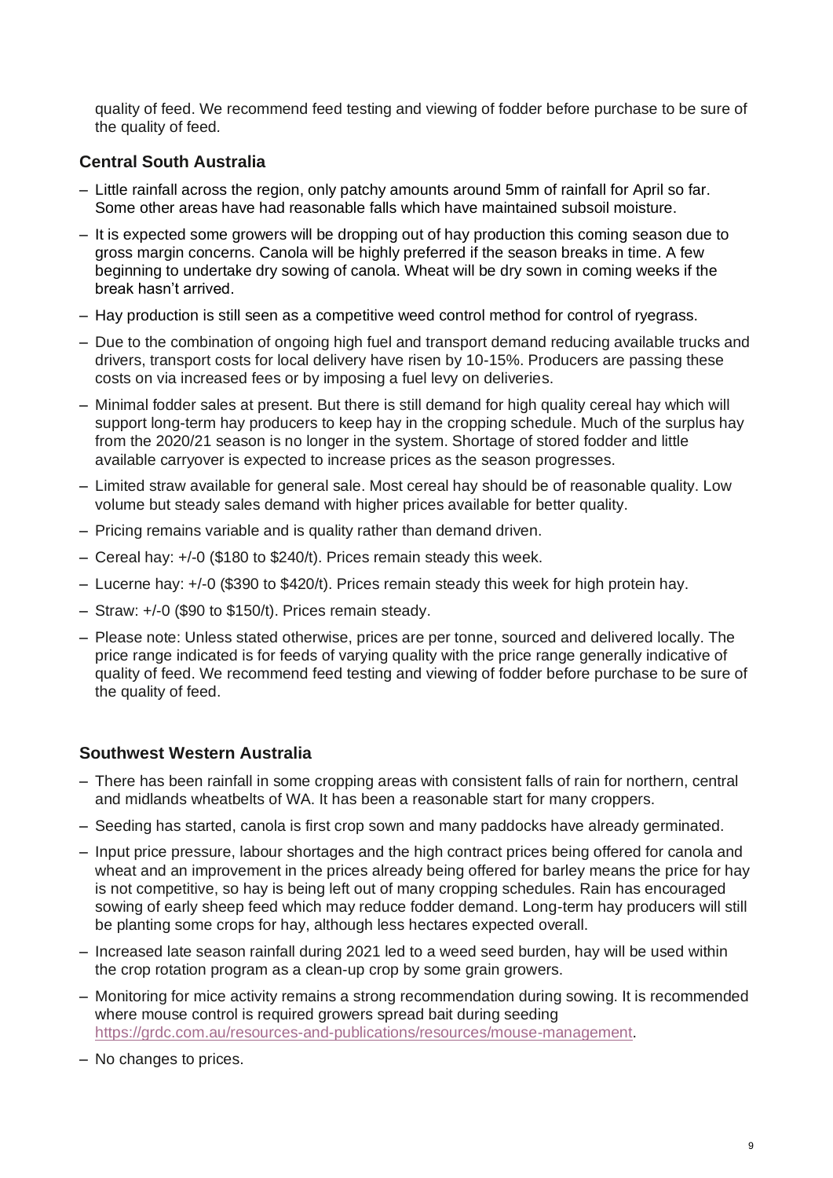quality of feed. We recommend feed testing and viewing of fodder before purchase to be sure of the quality of feed.

### Central South Australia

- Little rainfall across the region, only patchy amounts around 5mm of rainfall for April so far. Some other areas have had reasonable falls which have maintained subsoil moisture.
- It is expected some growers will be dropping out of hay production this coming season due to gross margin concerns. Canola will be highly preferred if the season breaks in time. A few beginning to undertake dry sowing of canola. Wheat will be dry sown in coming weeks if the break hasn't arrived.
- Hay production is still seen as a competitive weed control method for control of ryegrass.
- Due to the combination of ongoing high fuel and transport demand reducing available trucks and drivers, transport costs for local delivery have risen by 10-15%. Producers are passing these costs on via increased fees or by imposing a fuel levy on deliveries.
- Minimal fodder sales at present. But there is still demand for high quality cereal hay which will support long-term hay producers to keep hay in the cropping schedule. Much of the surplus hay from the 2020/21 season is no longer in the system. Shortage of stored fodder and little available carryover is expected to increase prices as the season progresses.
- Limited straw available for general sale. Most cereal hay should be of reasonable quality. Low volume but steady sales demand with higher prices available for better quality.
- Pricing remains variable and is quality rather than demand driven.
- Cereal hay: +/-0 ($180 to $240/t). Prices remain steady this week.
- Lucerne hay: +/-0 ($390 to $420/t). Prices remain steady this week for high protein hay.
- Straw: +/-0 ($90 to $150/t). Prices remain steady.
- Please note: Unless stated otherwise, prices are per tonne, sourced and delivered locally. The price range indicated is for feeds of varying quality with the price range generally indicative of quality of feed. We recommend feed testing and viewing of fodder before purchase to be sure of the quality of feed.

### Southwest Western Australia

- There has been rainfall in some cropping areas with consistent falls of rain for northern, central and midlands wheatbelts of WA. It has been a reasonable start for many croppers.
- Seeding has started, canola is first crop sown and many paddocks have already germinated.
- Input price pressure, labour shortages and the high contract prices being offered for canola and wheat and an improvement in the prices already being offered for barley means the price for hay is not competitive, so hay is being left out of many cropping schedules. Rain has encouraged sowing of early sheep feed which may reduce fodder demand. Long-term hay producers will still be planting some crops for hay, although less hectares expected overall.
- Increased late season rainfall during 2021 led to a weed seed burden, hay will be used within the crop rotation program as a clean-up crop by some grain growers.
- Monitoring for mice activity remains a strong recommendation during sowing. It is recommended where mouse control is required growers spread bait during seeding [https://grdc.com.au/resources-and-publications/resources/mouse-management](https://grdc.com.au/resources-and-publications/resources/mouse-management).
- No changes to prices.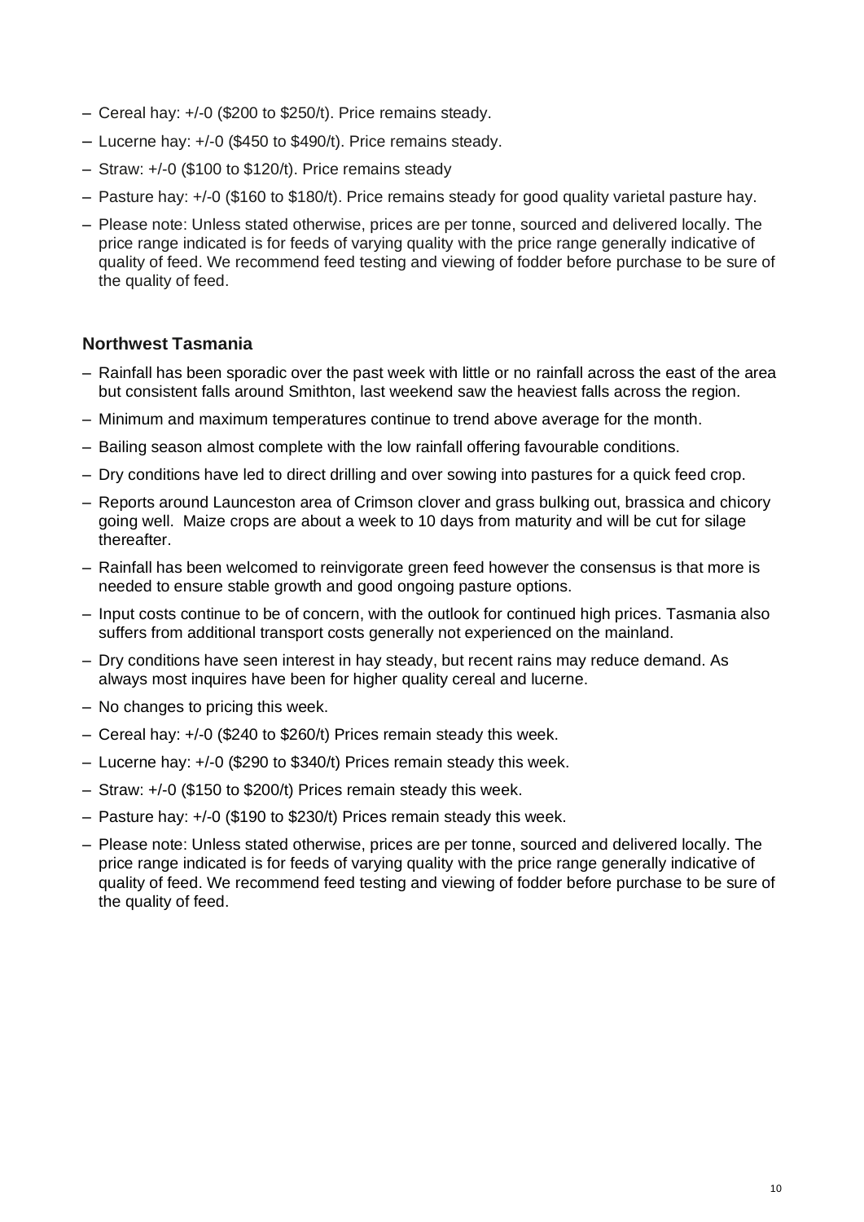- Cereal hay: +/-0 ($200 to $250/t). Price remains steady.
- Lucerne hay: +/-0 ($450 to $490/t). Price remains steady.
- Straw: +/-0 ($100 to $120/t). Price remains steady
- Pasture hay: +/-0 ($160 to $180/t). Price remains steady for good quality varietal pasture hay.
- Please note: Unless stated otherwise, prices are per tonne, sourced and delivered locally. The price range indicated is for feeds of varying quality with the price range generally indicative of quality of feed. We recommend feed testing and viewing of fodder before purchase to be sure of the quality of feed.

### Northwest Tasmania

- Rainfall has been sporadic over the past week with little or no rainfall across the east of the area but consistent falls around Smithton, last weekend saw the heaviest falls across the region.
- Minimum and maximum temperatures continue to trend above average for the month.
- Bailing season almost complete with the low rainfall offering favourable conditions.
- Dry conditions have led to direct drilling and over sowing into pastures for a quick feed crop.
- Reports around Launceston area of Crimson clover and grass bulking out, brassica and chicory going well. Maize crops are about a week to 10 days from maturity and will be cut for silage thereafter.
- Rainfall has been welcomed to reinvigorate green feed however the consensus is that more is needed to ensure stable growth and good ongoing pasture options.
- Input costs continue to be of concern, with the outlook for continued high prices. Tasmania also suffers from additional transport costs generally not experienced on the mainland.
- Dry conditions have seen interest in hay steady, but recent rains may reduce demand. As always most inquires have been for higher quality cereal and lucerne.
- No changes to pricing this week.
- Cereal hay: +/-0 ($240 to $260/t) Prices remain steady this week.
- Lucerne hay: +/-0 ($290 to $340/t) Prices remain steady this week.
- Straw: +/-0 ($150 to $200/t) Prices remain steady this week.
- Pasture hay: +/-0 ($190 to $230/t) Prices remain steady this week.
- Please note: Unless stated otherwise, prices are per tonne, sourced and delivered locally. The price range indicated is for feeds of varying quality with the price range generally indicative of quality of feed. We recommend feed testing and viewing of fodder before purchase to be sure of the quality of feed.